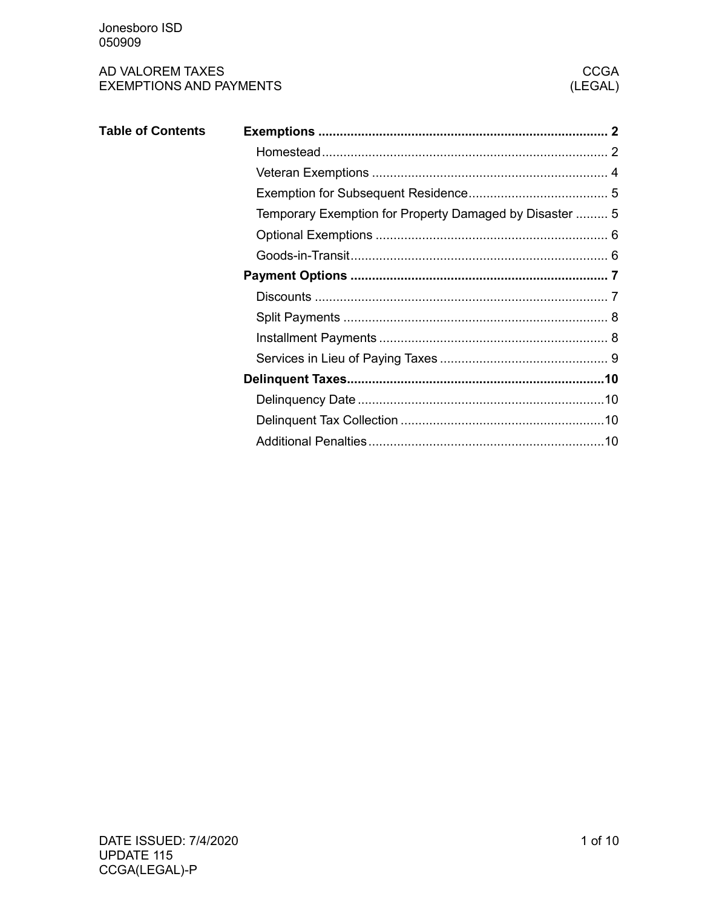Jonesboro ISD
050909

# AD VALOREM TAXES EXPAINS AND PAYMENTS

CCGA (LEGAL)

**Table of Contents**

| | |
|---|---|
| **Exemptions** | **2** |
| Homestead | 2 |
| Veteran Exemptions | 4 |
| Exemption for Subsequent Residence | 5 |
| Temporary Exemption for Property Damaged by Disaster | 5 |
| Optional Exemptions | 6 |
| Goods-in-Transit | 6 |
| **Payment Options** | **7** |
| Discounts | 7 |
| Split Payments | 8 |
| Installment Payments | 8 |
| Services in Lieu of Paying Taxes | 9 |
| **Delinquent Taxes** | **10** |
| Delinquency Date | 10 |
| Delinquent Tax Collection | 10 |
| Additional Penalties | 10 |

DATE ISSUED: 7/4/2020
UPDATE 115
CCGA(LEGAL)-P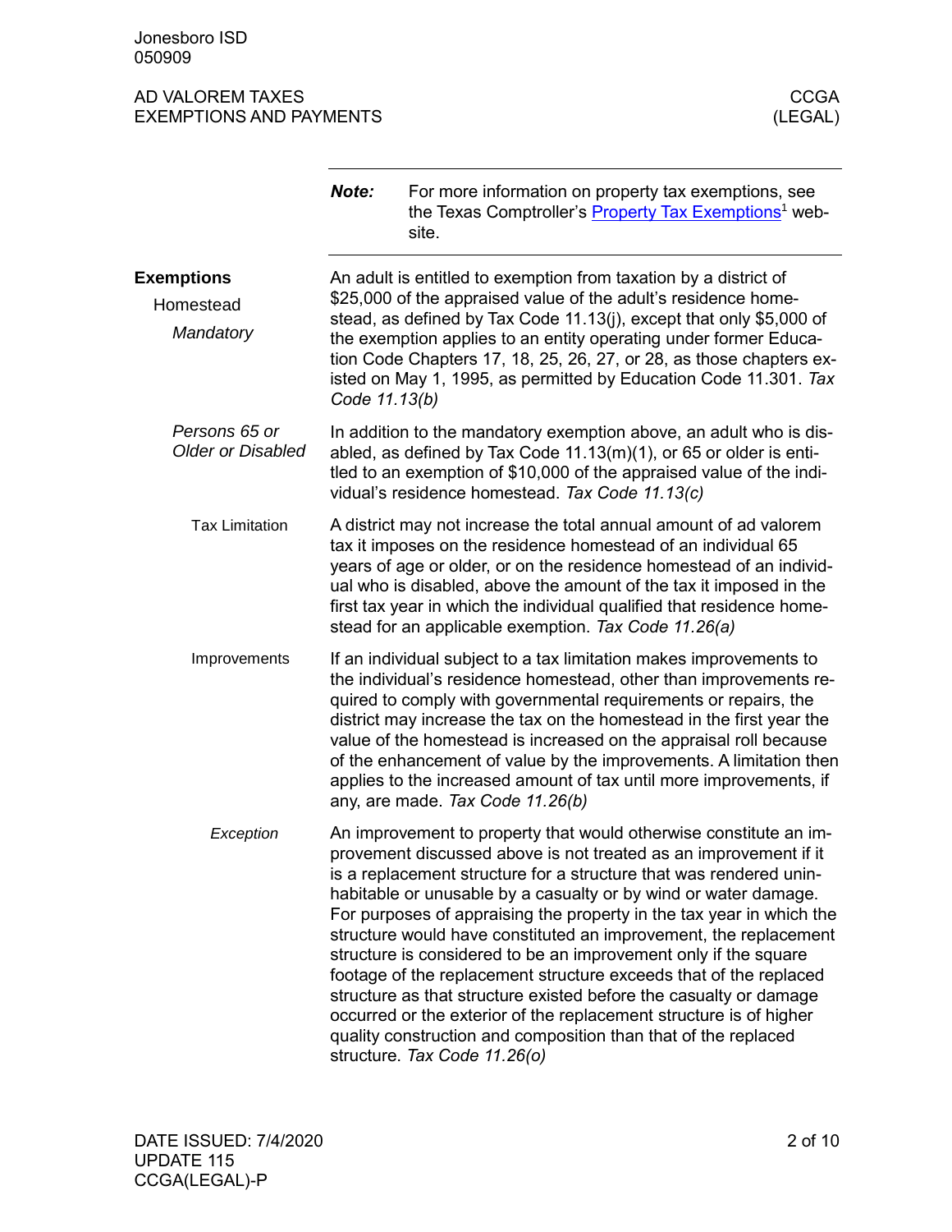**Note:** For more information on property tax exemptions, see the Texas Comptroller's Property Tax Exemptions[1] website.

## Exemptions

### Homestead

#### *Mandatory*

An adult is entitled to exemption from taxation by a district of $25,000 of the appraised value of the adult's residence homestead, as defined by Tax Code 11.13(j), except that only $5,000 of the exemption applies to an entity operating under former Education Code Chapters 17, 18, 25, 26, 27, or 28, as those chapters existed on May 1, 1995, as permitted by Education Code 11.301. *Tax Code 11.13(b)*

#### *Persons 65 or Older or Disabled*

In addition to the mandatory exemption above, an adult who is disabled, as defined by Tax Code 11.13(m)(1), or 65 or older is entitled to an exemption of $10,000 of the appraised value of the individual's residence homestead. *Tax Code 11.13(c)*

##### Tax Limitation

A district may not increase the total annual amount of ad valorem tax it imposes on the residence homestead of an individual 65 years of age or older, or on the residence homestead of an individual who is disabled, above the amount of the tax it imposed in the first tax year in which the individual qualified that residence homestead for an applicable exemption. *Tax Code 11.26(a)*

##### Improvements

If an individual subject to a tax limitation makes improvements to the individual's residence homestead, other than improvements required to comply with governmental requirements or repairs, the district may increase the tax on the homestead in the first year the value of the homestead is increased on the appraisal roll because of the enhancement of value by the improvements. A limitation then applies to the increased amount of tax until more improvements, if any, are made. *Tax Code 11.26(b)*

###### *Exception*

An improvement to property that would otherwise constitute an improvement discussed above is not treated as an improvement if it is a replacement structure for a structure that was rendered uninhabitable or unusable by a casualty or by wind or water damage. For purposes of appraising the property in the tax year in which the structure would have constituted an improvement, the replacement structure is considered to be an improvement only if the square footage of the replacement structure exceeds that of the replaced structure as that structure existed before the casualty or damage occurred or the exterior of the replacement structure is of higher quality construction and composition than that of the replaced structure. *Tax Code 11.26(o)*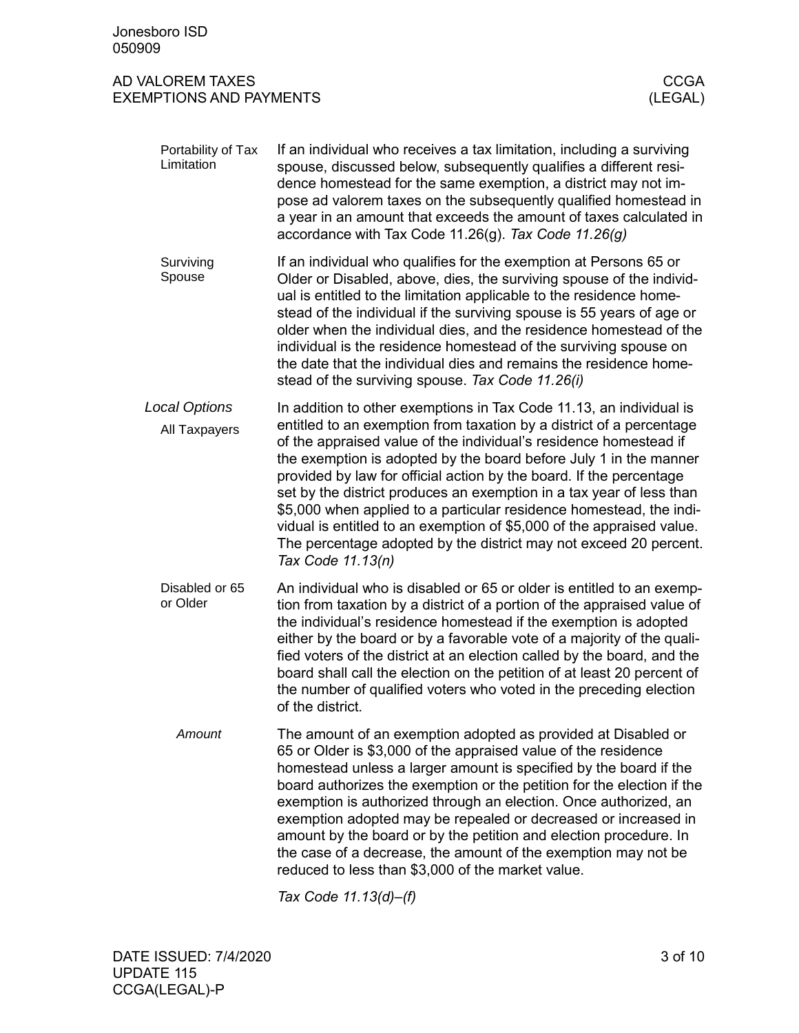**Portability of Tax Limitation**

If an individual who receives a tax limitation, including a surviving spouse, discussed below, subsequently qualifies a different residence homestead for the same exemption, a district may not impose ad valorem taxes on the subsequently qualified homestead in a year in an amount that exceeds the amount of taxes calculated in accordance with Tax Code 11.26(g). *Tax Code 11.26(g)*

**Surviving Spouse**

If an individual who qualifies for the exemption at Persons 65 or Older or Disabled, above, dies, the surviving spouse of the individual is entitled to the limitation applicable to the residence homestead of the individual if the surviving spouse is 55 years of age or older when the individual dies, and the residence homestead of the individual is the residence homestead of the surviving spouse on the date that the individual dies and remains the residence homestead of the surviving spouse. *Tax Code 11.26(i)*

## *Local Options*

**All Taxpayers**

In addition to other exemptions in Tax Code 11.13, an individual is entitled to an exemption from taxation by a district of a percentage of the appraised value of the individual's residence homestead if the exemption is adopted by the board before July 1 in the manner provided by law for official action by the board. If the percentage set by the district produces an exemption in a tax year of less than $5,000 when applied to a particular residence homestead, the individual is entitled to an exemption of $5,000 of the appraised value. The percentage adopted by the district may not exceed 20 percent. *Tax Code 11.13(n)*

**Disabled or 65 or Older**

An individual who is disabled or 65 or older is entitled to an exemption from taxation by a district of a portion of the appraised value of the individual's residence homestead if the exemption is adopted either by the board or by a favorable vote of a majority of the qualified voters of the district at an election called by the board, and the board shall call the election on the petition of at least 20 percent of the number of qualified voters who voted in the preceding election of the district.

*Amount*

The amount of an exemption adopted as provided at Disabled or 65 or Older is $3,000 of the appraised value of the residence homestead unless a larger amount is specified by the board if the board authorizes the exemption or the petition for the election if the exemption is authorized through an election. Once authorized, an exemption adopted may be repealed or decreased or increased in amount by the board or by the petition and election procedure. In the case of a decrease, the amount of the exemption may not be reduced to less than $3,000 of the market value.

*Tax Code 11.13(d)–(f)*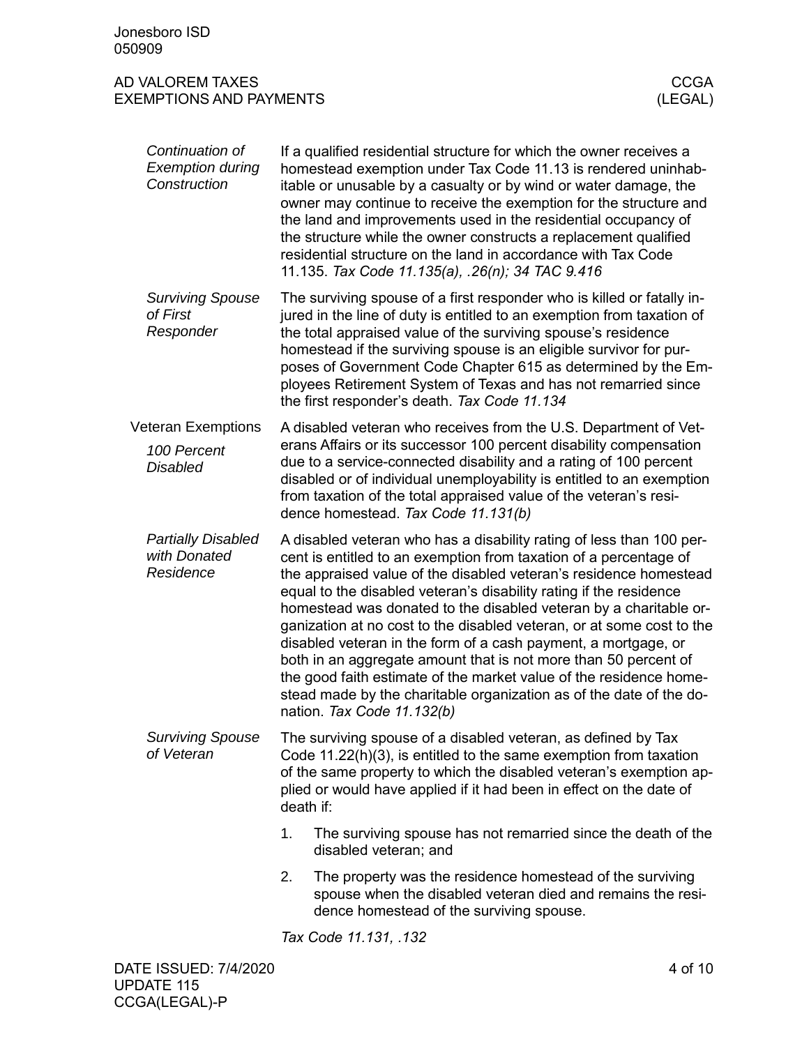### *Continuation of Exemption during Construction*

If a qualified residential structure for which the owner receives a homestead exemption under Tax Code 11.13 is rendered uninhabitable or unusable by a casualty or by wind or water damage, the owner may continue to receive the exemption for the structure and the land and improvements used in the residential occupancy of the structure while the owner constructs a replacement qualified residential structure on the land in accordance with Tax Code 11.135. *Tax Code 11.135(a), .26(n); 34 TAC 9.416*

### *Surviving Spouse of First Responder*

The surviving spouse of a first responder who is killed or fatally injured in the line of duty is entitled to an exemption from taxation of the total appraised value of the surviving spouse's residence homestead if the surviving spouse is an eligible survivor for purposes of Government Code Chapter 615 as determined by the Employees Retirement System of Texas and has not remarried since the first responder's death. *Tax Code 11.134*

## Veteran Exemptions

### *100 Percent Disabled*

A disabled veteran who receives from the U.S. Department of Veterans Affairs or its successor 100 percent disability compensation due to a service-connected disability and a rating of 100 percent disabled or of individual unemployability is entitled to an exemption from taxation of the total appraised value of the veteran's residence homestead. *Tax Code 11.131(b)*

### *Partially Disabled with Donated Residence*

A disabled veteran who has a disability rating of less than 100 percent is entitled to an exemption from taxation of a percentage of the appraised value of the disabled veteran's residence homestead equal to the disabled veteran's disability rating if the residence homestead was donated to the disabled veteran by a charitable organization at no cost to the disabled veteran, or at some cost to the disabled veteran in the form of a cash payment, a mortgage, or both in an aggregate amount that is not more than 50 percent of the good faith estimate of the market value of the residence homestead made by the charitable organization as of the date of the donation. *Tax Code 11.132(b)*

### *Surviving Spouse of Veteran*

The surviving spouse of a disabled veteran, as defined by Tax Code 11.22(h)(3), is entitled to the same exemption from taxation of the same property to which the disabled veteran's exemption applied or would have applied if it had been in effect on the date of death if:

1. The surviving spouse has not remarried since the death of the disabled veteran; and
2. The property was the residence homestead of the surviving spouse when the disabled veteran died and remains the residence homestead of the surviving spouse.

*Tax Code 11.131, .132*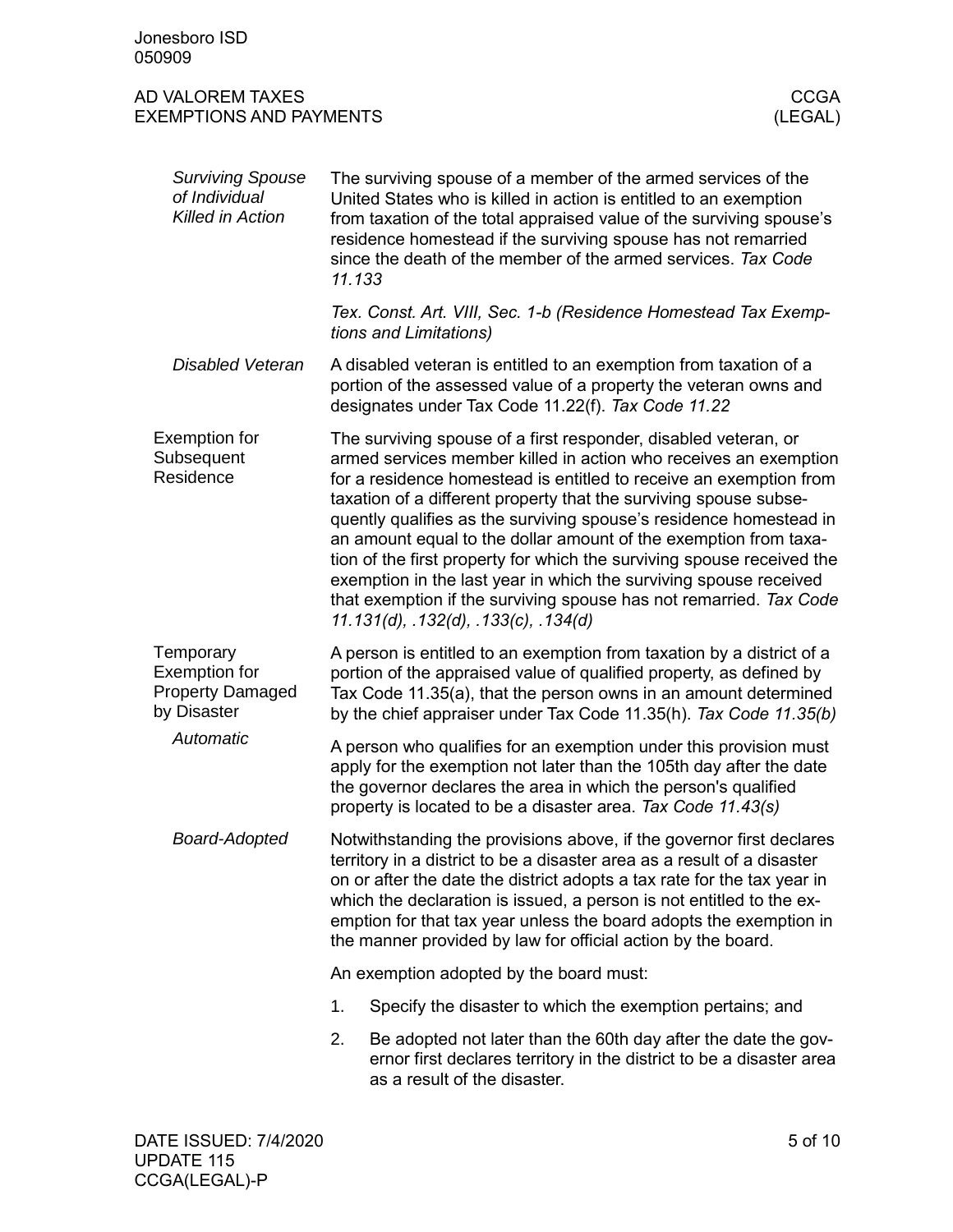#### *Surviving Spouse of Individual Killed in Action*

The surviving spouse of a member of the armed services of the United States who is killed in action is entitled to an exemption from taxation of the total appraised value of the surviving spouse's residence homestead if the surviving spouse has not remarried since the death of the member of the armed services. *Tax Code 11.133*

*Tex. Const. Art. VIII, Sec. 1-b (Residence Homestead Tax Exemptions and Limitations)*

#### *Disabled Veteran*

A disabled veteran is entitled to an exemption from taxation of a portion of the assessed value of a property the veteran owns and designates under Tax Code 11.22(f). *Tax Code 11.22*

### Exemption for Subsequent Residence

The surviving spouse of a first responder, disabled veteran, or armed services member killed in action who receives an exemption for a residence homestead is entitled to receive an exemption from taxation of a different property that the surviving spouse subsequently qualifies as the surviving spouse's residence homestead in an amount equal to the dollar amount of the exemption from taxation of the first property for which the surviving spouse received the exemption in the last year in which the surviving spouse received that exemption if the surviving spouse has not remarried. *Tax Code 11.131(d), .132(d), .133(c), .134(d)*

### Temporary Exemption for Property Damaged by Disaster

A person is entitled to an exemption from taxation by a district of a portion of the appraised value of qualified property, as defined by Tax Code 11.35(a), that the person owns in an amount determined by the chief appraiser under Tax Code 11.35(h). *Tax Code 11.35(b)*

#### *Automatic*

A person who qualifies for an exemption under this provision must apply for the exemption not later than the 105th day after the date the governor declares the area in which the person's qualified property is located to be a disaster area. *Tax Code 11.43(s)*

#### *Board-Adopted*

Notwithstanding the provisions above, if the governor first declares territory in a district to be a disaster area as a result of a disaster on or after the date the district adopts a tax rate for the tax year in which the declaration is issued, a person is not entitled to the exemption for that tax year unless the board adopts the exemption in the manner provided by law for official action by the board.

An exemption adopted by the board must:

1. Specify the disaster to which the exemption pertains; and
2. Be adopted not later than the 60th day after the date the governor first declares territory in the district to be a disaster area as a result of the disaster.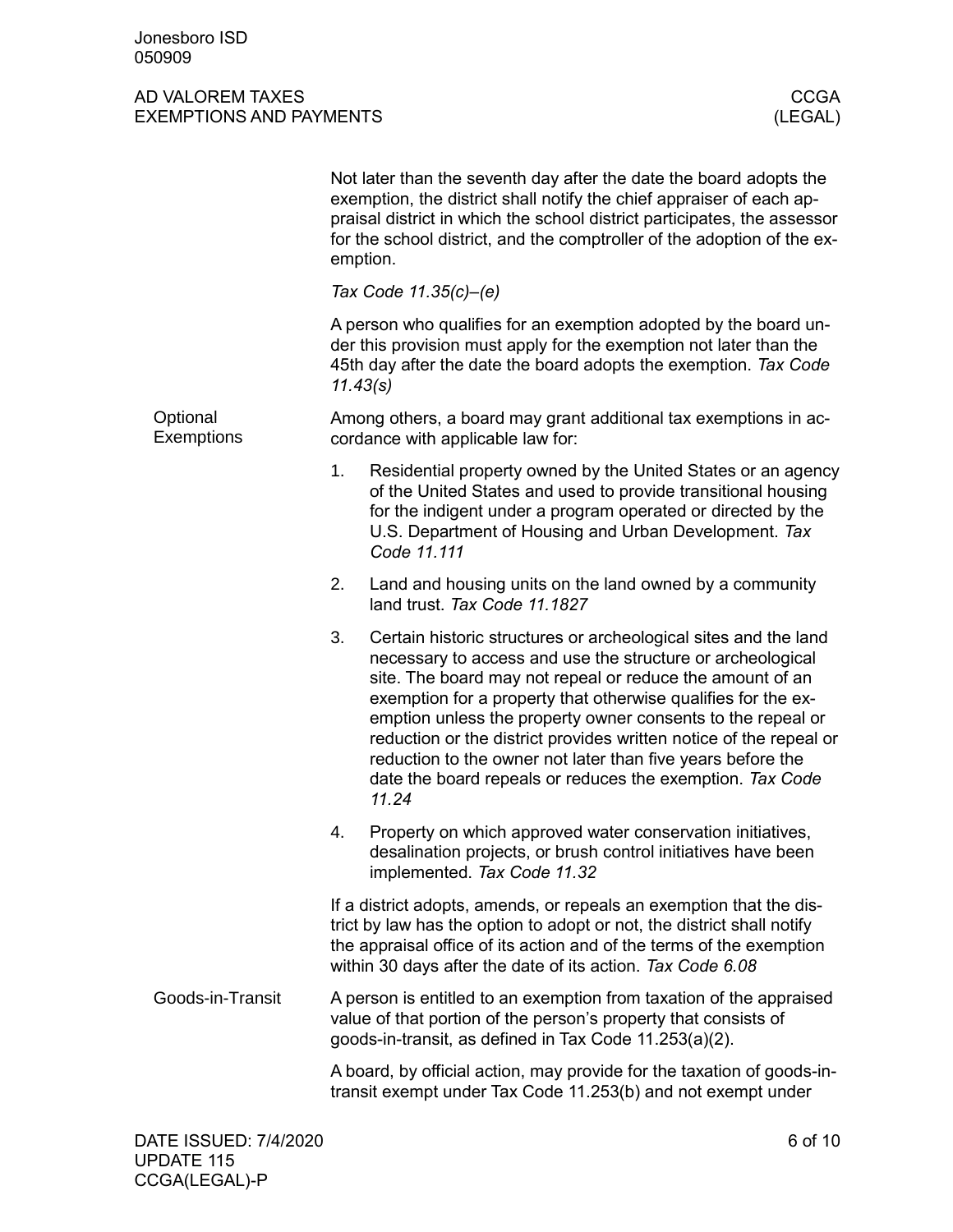Not later than the seventh day after the date the board adopts the exemption, the district shall notify the chief appraiser of each appraisal district in which the school district participates, the assessor for the school district, and the comptroller of the adoption of the exemption.

*Tax Code 11.35(c)–(e)*

A person who qualifies for an exemption adopted by the board under this provision must apply for the exemption not later than the 45th day after the date the board adopts the exemption. *Tax Code 11.43(s)*

## Optional Exemptions

Among others, a board may grant additional tax exemptions in accordance with applicable law for:

1. Residential property owned by the United States or an agency of the United States and used to provide transitional housing for the indigent under a program operated or directed by the U.S. Department of Housing and Urban Development. *Tax Code 11.111*
2. Land and housing units on the land owned by a community land trust. *Tax Code 11.1827*
3. Certain historic structures or archeological sites and the land necessary to access and use the structure or archeological site. The board may not repeal or reduce the amount of an exemption for a property that otherwise qualifies for the exemption unless the property owner consents to the repeal or reduction or the district provides written notice of the repeal or reduction to the owner not later than five years before the date the board repeals or reduces the exemption. *Tax Code 11.24*
4. Property on which approved water conservation initiatives, desalination projects, or brush control initiatives have been implemented. *Tax Code 11.32*

If a district adopts, amends, or repeals an exemption that the district by law has the option to adopt or not, the district shall notify the appraisal office of its action and of the terms of the exemption within 30 days after the date of its action. *Tax Code 6.08*

## Goods-in-Transit

A person is entitled to an exemption from taxation of the appraised value of that portion of the person's property that consists of goods-in-transit, as defined in Tax Code 11.253(a)(2).

A board, by official action, may provide for the taxation of goods-in-transit exempt under Tax Code 11.253(b) and not exempt under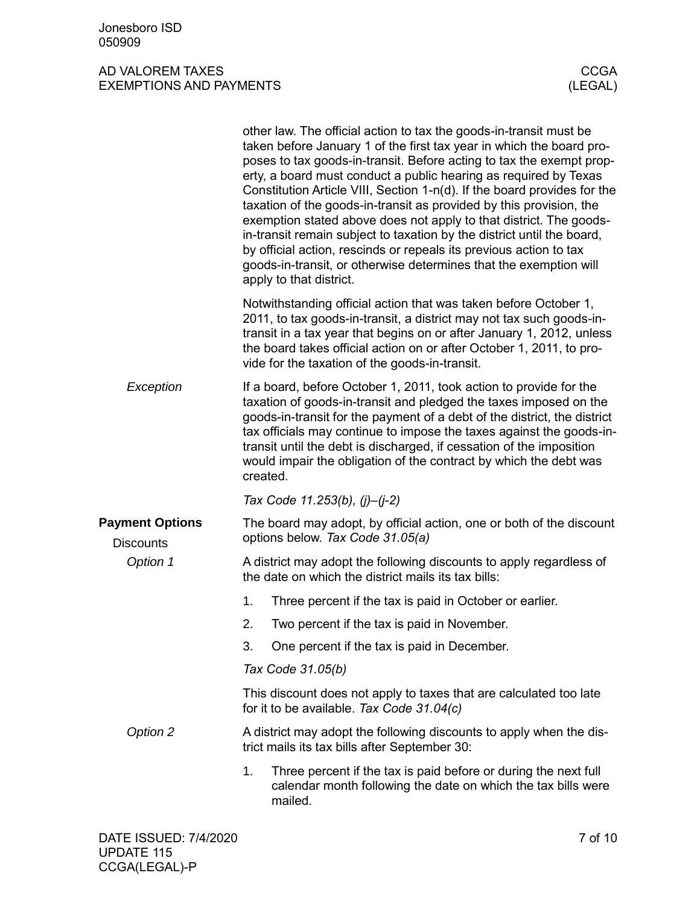other law. The official action to tax the goods-in-transit must be taken before January 1 of the first tax year in which the board proposes to tax goods-in-transit. Before acting to tax the exempt property, a board must conduct a public hearing as required by Texas Constitution Article VIII, Section 1-n(d). If the board provides for the taxation of the goods-in-transit as provided by this provision, the exemption stated above does not apply to that district. The goods-in-transit remain subject to taxation by the district until the board, by official action, rescinds or repeals its previous action to tax goods-in-transit, or otherwise determines that the exemption will apply to that district.

Notwithstanding official action that was taken before October 1, 2011, to tax goods-in-transit, a district may not tax such goods-in-transit in a tax year that begins on or after January 1, 2012, unless the board takes official action on or after October 1, 2011, to provide for the taxation of the goods-in-transit.

*Exception*

If a board, before October 1, 2011, took action to provide for the taxation of goods-in-transit and pledged the taxes imposed on the goods-in-transit for the payment of a debt of the district, the district tax officials may continue to impose the taxes against the goods-in-transit until the debt is discharged, if cessation of the imposition would impair the obligation of the contract by which the debt was created.

*Tax Code 11.253(b), (j)–(j-2)*

## Payment Options

### Discounts

The board may adopt, by official action, one or both of the discount options below. *Tax Code 31.05(a)*

*Option 1*

A district may adopt the following discounts to apply regardless of the date on which the district mails its tax bills:

1. Three percent if the tax is paid in October or earlier.
2. Two percent if the tax is paid in November.
3. One percent if the tax is paid in December.

*Tax Code 31.05(b)*

This discount does not apply to taxes that are calculated too late for it to be available. *Tax Code 31.04(c)*

*Option 2*

A district may adopt the following discounts to apply when the district mails its tax bills after September 30:

1. Three percent if the tax is paid before or during the next full calendar month following the date on which the tax bills were mailed.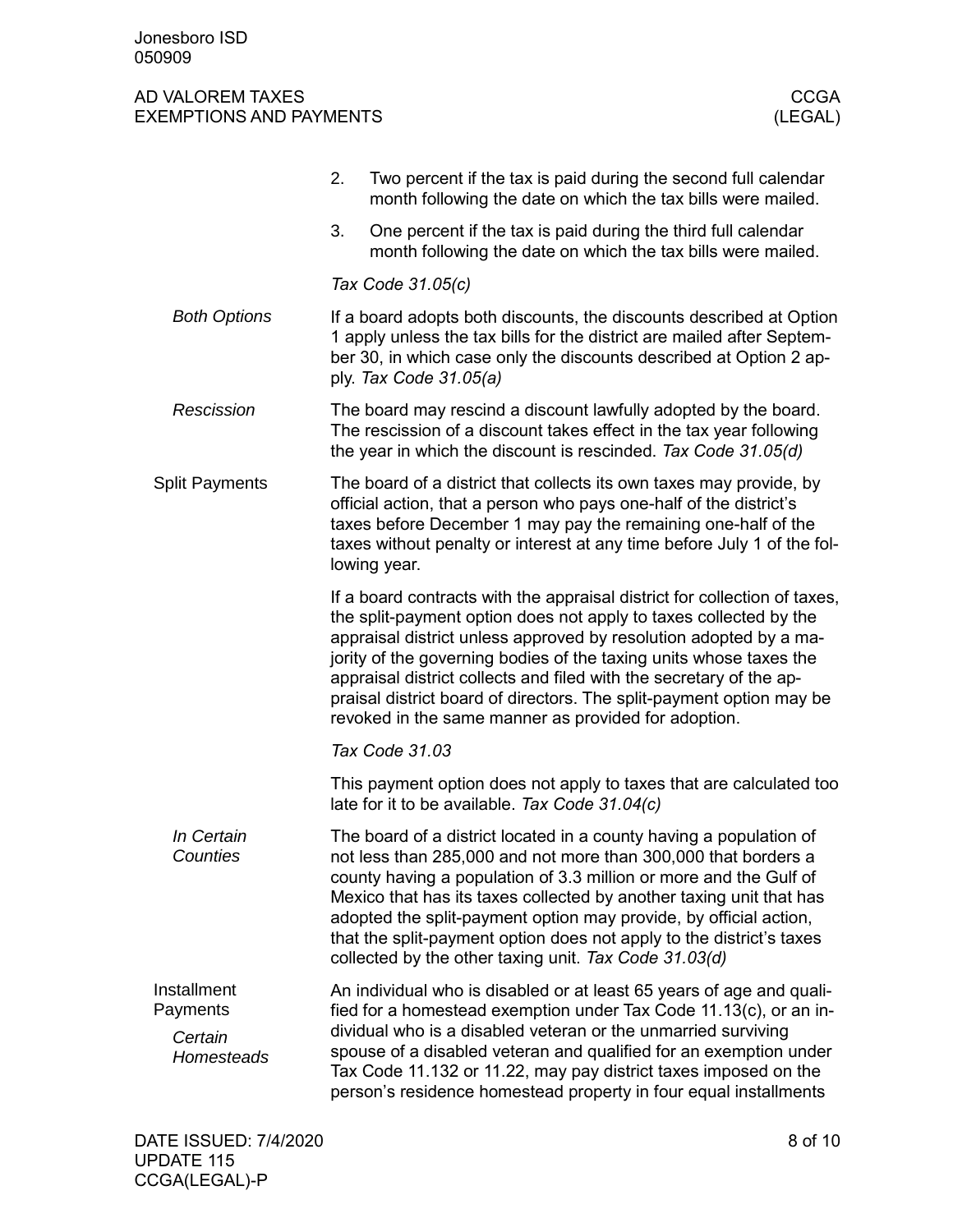2. Two percent if the tax is paid during the second full calendar month following the date on which the tax bills were mailed.
3. One percent if the tax is paid during the third full calendar month following the date on which the tax bills were mailed.

*Tax Code 31.05(c)*

#### *Both Options*

If a board adopts both discounts, the discounts described at Option 1 apply unless the tax bills for the district are mailed after September 30, in which case only the discounts described at Option 2 apply. *Tax Code 31.05(a)*

#### *Rescission*

The board may rescind a discount lawfully adopted by the board. The rescission of a discount takes effect in the tax year following the year in which the discount is rescinded. *Tax Code 31.05(d)*

### Split Payments

The board of a district that collects its own taxes may provide, by official action, that a person who pays one-half of the district's taxes before December 1 may pay the remaining one-half of the taxes without penalty or interest at any time before July 1 of the following year.

If a board contracts with the appraisal district for collection of taxes, the split-payment option does not apply to taxes collected by the appraisal district unless approved by resolution adopted by a majority of the governing bodies of the taxing units whose taxes the appraisal district collects and filed with the secretary of the appraisal district board of directors. The split-payment option may be revoked in the same manner as provided for adoption.

*Tax Code 31.03*

This payment option does not apply to taxes that are calculated too late for it to be available. *Tax Code 31.04(c)*

#### *In Certain Counties*

The board of a district located in a county having a population of not less than 285,000 and not more than 300,000 that borders a county having a population of 3.3 million or more and the Gulf of Mexico that has its taxes collected by another taxing unit that has adopted the split-payment option may provide, by official action, that the split-payment option does not apply to the district's taxes collected by the other taxing unit. *Tax Code 31.03(d)*

### Installment Payments

#### *Certain Homesteads*

An individual who is disabled or at least 65 years of age and qualified for a homestead exemption under Tax Code 11.13(c), or an individual who is a disabled veteran or the unmarried surviving spouse of a disabled veteran and qualified for an exemption under Tax Code 11.132 or 11.22, may pay district taxes imposed on the person's residence homestead property in four equal installments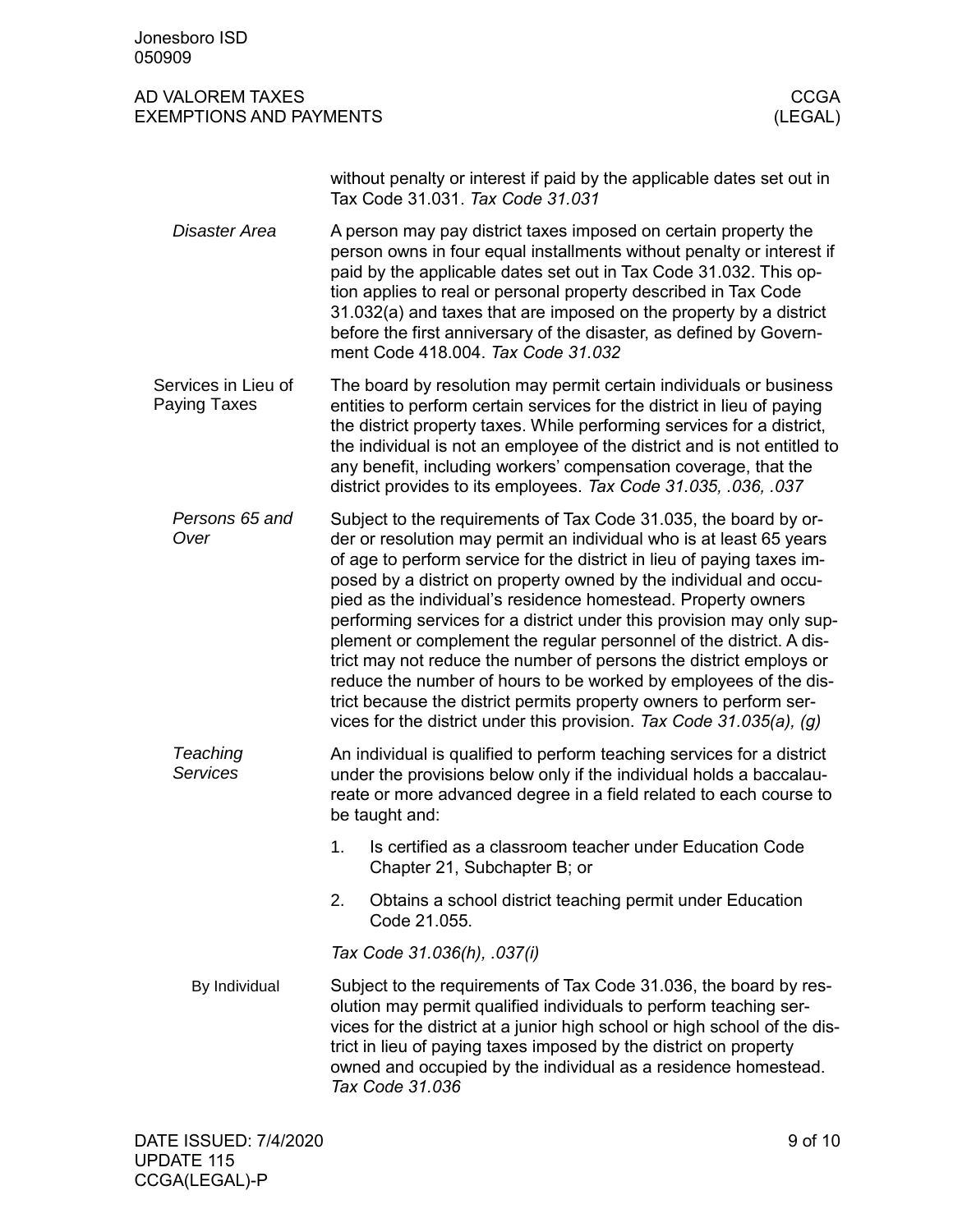without penalty or interest if paid by the applicable dates set out in Tax Code 31.031. *Tax Code 31.031*

### *Disaster Area*

A person may pay district taxes imposed on certain property the person owns in four equal installments without penalty or interest if paid by the applicable dates set out in Tax Code 31.032. This option applies to real or personal property described in Tax Code 31.032(a) and taxes that are imposed on the property by a district before the first anniversary of the disaster, as defined by Government Code 418.004. *Tax Code 31.032*

## Services in Lieu of Paying Taxes

The board by resolution may permit certain individuals or business entities to perform certain services for the district in lieu of paying the district property taxes. While performing services for a district, the individual is not an employee of the district and is not entitled to any benefit, including workers' compensation coverage, that the district provides to its employees. *Tax Code 31.035, .036, .037*

### *Persons 65 and Over*

Subject to the requirements of Tax Code 31.035, the board by order or resolution may permit an individual who is at least 65 years of age to perform service for the district in lieu of paying taxes imposed by a district on property owned by the individual and occupied as the individual's residence homestead. Property owners performing services for a district under this provision may only supplement or complement the regular personnel of the district. A district may not reduce the number of persons the district employs or reduce the number of hours to be worked by employees of the district because the district permits property owners to perform services for the district under this provision. *Tax Code 31.035(a), (g)*

### *Teaching Services*

An individual is qualified to perform teaching services for a district under the provisions below only if the individual holds a baccalaureate or more advanced degree in a field related to each course to be taught and:

1. Is certified as a classroom teacher under Education Code Chapter 21, Subchapter B; or
2. Obtains a school district teaching permit under Education Code 21.055.

*Tax Code 31.036(h), .037(i)*

#### By Individual

Subject to the requirements of Tax Code 31.036, the board by resolution may permit qualified individuals to perform teaching services for the district at a junior high school or high school of the district in lieu of paying taxes imposed by the district on property owned and occupied by the individual as a residence homestead. *Tax Code 31.036*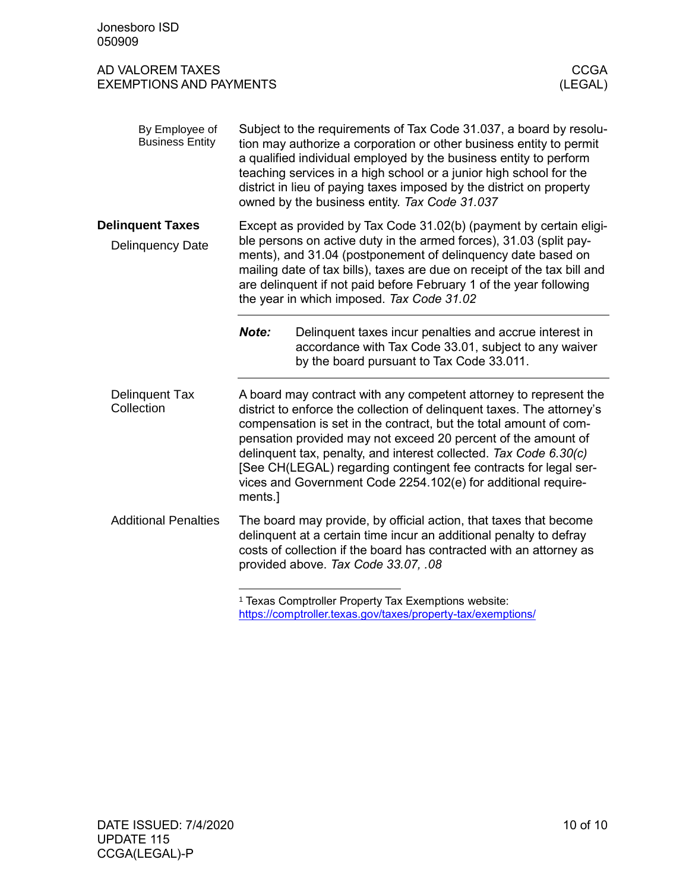#### By Employee of Business Entity

Subject to the requirements of Tax Code 31.037, a board by resolution may authorize a corporation or other business entity to permit a qualified individual employed by the business entity to perform teaching services in a high school or a junior high school for the district in lieu of paying taxes imposed by the district on property owned by the business entity. *Tax Code 31.037*

## Delinquent Taxes

### Delinquency Date

Except as provided by Tax Code 31.02(b) (payment by certain eligible persons on active duty in the armed forces), 31.03 (split payments), and 31.04 (postponement of delinquency date based on mailing date of tax bills), taxes are due on receipt of the tax bill and are delinquent if not paid before February 1 of the year following the year in which imposed. *Tax Code 31.02*

---

***Note:*** Delinquent taxes incur penalties and accrue interest in accordance with Tax Code 33.01, subject to any waiver by the board pursuant to Tax Code 33.011.

---

### Delinquent Tax Collection

A board may contract with any competent attorney to represent the district to enforce the collection of delinquent taxes. The attorney's compensation is set in the contract, but the total amount of compensation provided may not exceed 20 percent of the amount of delinquent tax, penalty, and interest collected. *Tax Code 6.30(c)* [See CH(LEGAL) regarding contingent fee contracts for legal services and Government Code 2254.102(e) for additional requirements.]

### Additional Penalties

The board may provide, by official action, that taxes that become delinquent at a certain time incur an additional penalty to defray costs of collection if the board has contracted with an attorney as provided above. *Tax Code 33.07, .08*

---

[1] Texas Comptroller Property Tax Exemptions website: https://comptroller.texas.gov/taxes/property-tax/exemptions/